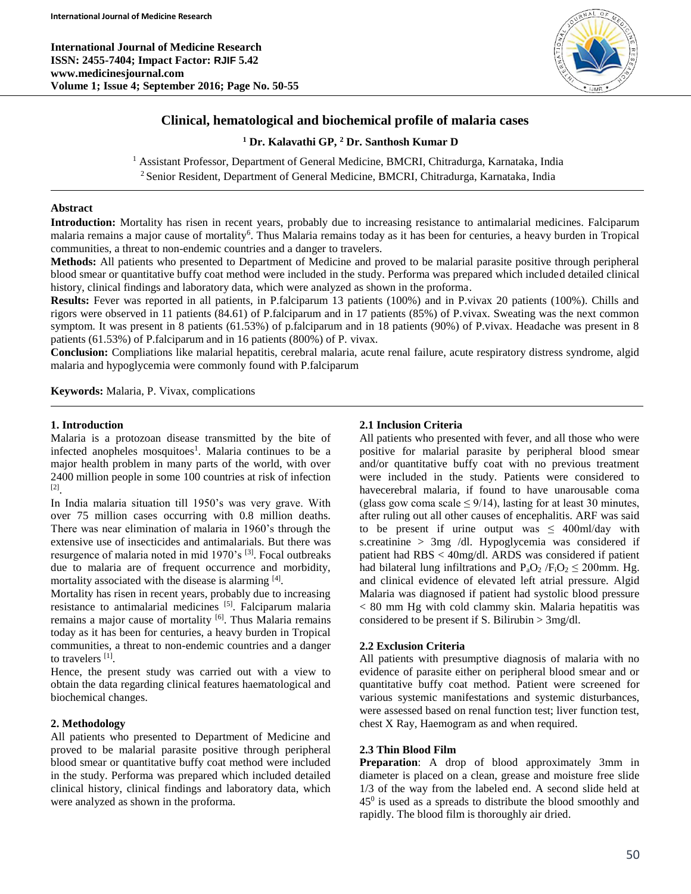# Clinical, hematological and biochemical profile of malaria cases

**[1] Dr. Kalavathi GP, [2] Dr. Santhosh Kumar D**

[1] Assistant Professor, Department of General Medicine, BMCRI, Chitradurga, Karnataka, India
[2] Senior Resident, Department of General Medicine, BMCRI, Chitradurga, Karnataka, India

## Abstract

**Introduction:** Mortality has risen in recent years, probably due to increasing resistance to antimalarial medicines. Falciparum malaria remains a major cause of mortality[6]. Thus Malaria remains today as it has been for centuries, a heavy burden in Tropical communities, a threat to non-endemic countries and a danger to travelers.

**Methods:** All patients who presented to Department of Medicine and proved to be malarial parasite positive through peripheral blood smear or quantitative buffy coat method were included in the study. Performa was prepared which included detailed clinical history, clinical findings and laboratory data, which were analyzed as shown in the proforma.

**Results:** Fever was reported in all patients, in P.falciparum 13 patients (100%) and in P.vivax 20 patients (100%). Chills and rigors were observed in 11 patients (84.61) of P.falciparum and in 17 patients (85%) of P.vivax. Sweating was the next common symptom. It was present in 8 patients (61.53%) of p.falciparum and in 18 patients (90%) of P.vivax. Headache was present in 8 patients (61.53%) of P.falciparum and in 16 patients (800%) of P. vivax.

**Conclusion:** Compliations like malarial hepatitis, cerebral malaria, acute renal failure, acute respiratory distress syndrome, algid malaria and hypoglycemia were commonly found with P.falciparum

**Keywords:** Malaria, P. Vivax, complications

## 1. Introduction

Malaria is a protozoan disease transmitted by the bite of infected anopheles mosquitoes[1]. Malaria continues to be a major health problem in many parts of the world, with over 2400 million people in some 100 countries at risk of infection [2].

In India malaria situation till 1950's was very grave. With over 75 million cases occurring with 0.8 million deaths. There was near elimination of malaria in 1960's through the extensive use of insecticides and antimalarials. But there was resurgence of malaria noted in mid 1970's [3]. Focal outbreaks due to malaria are of frequent occurrence and morbidity, mortality associated with the disease is alarming [4].

Mortality has risen in recent years, probably due to increasing resistance to antimalarial medicines [5]. Falciparum malaria remains a major cause of mortality [6]. Thus Malaria remains today as it has been for centuries, a heavy burden in Tropical communities, a threat to non-endemic countries and a danger to travelers [1].

Hence, the present study was carried out with a view to obtain the data regarding clinical features haematological and biochemical changes.

## 2. Methodology

All patients who presented to Department of Medicine and proved to be malarial parasite positive through peripheral blood smear or quantitative buffy coat method were included in the study. Performa was prepared which included detailed clinical history, clinical findings and laboratory data, which were analyzed as shown in the proforma.

### 2.1 Inclusion Criteria

All patients who presented with fever, and all those who were positive for malarial parasite by peripheral blood smear and/or quantitative buffy coat with no previous treatment were included in the study. Patients were considered to havecerebral malaria, if found to have unarousable coma (glass gow coma scale ≤ 9/14), lasting for at least 30 minutes, after ruling out all other causes of encephalitis. ARF was said to be present if urine output was ≤ 400ml/day with s.creatinine > 3mg /dl. Hypoglycemia was considered if patient had RBS < 40mg/dl. ARDS was considered if patient had bilateral lung infiltrations and $P_aO_2 / F_iO_2 \leq 200$mm. Hg. and clinical evidence of elevated left atrial pressure. Algid Malaria was diagnosed if patient had systolic blood pressure < 80 mm Hg with cold clammy skin. Malaria hepatitis was considered to be present if S. Bilirubin > 3mg/dl.

### 2.2 Exclusion Criteria

All patients with presumptive diagnosis of malaria with no evidence of parasite either on peripheral blood smear and or quantitative buffy coat method. Patient were screened for various systemic manifestations and systemic disturbances, were assessed based on renal function test; liver function test, chest X Ray, Haemogram as and when required.

### 2.3 Thin Blood Film

**Preparation**: A drop of blood approximately 3mm in diameter is placed on a clean, grease and moisture free slide 1/3 of the way from the labeled end. A second slide held at $45^0$ is used as a spreads to distribute the blood smoothly and rapidly. The blood film is thoroughly air dried.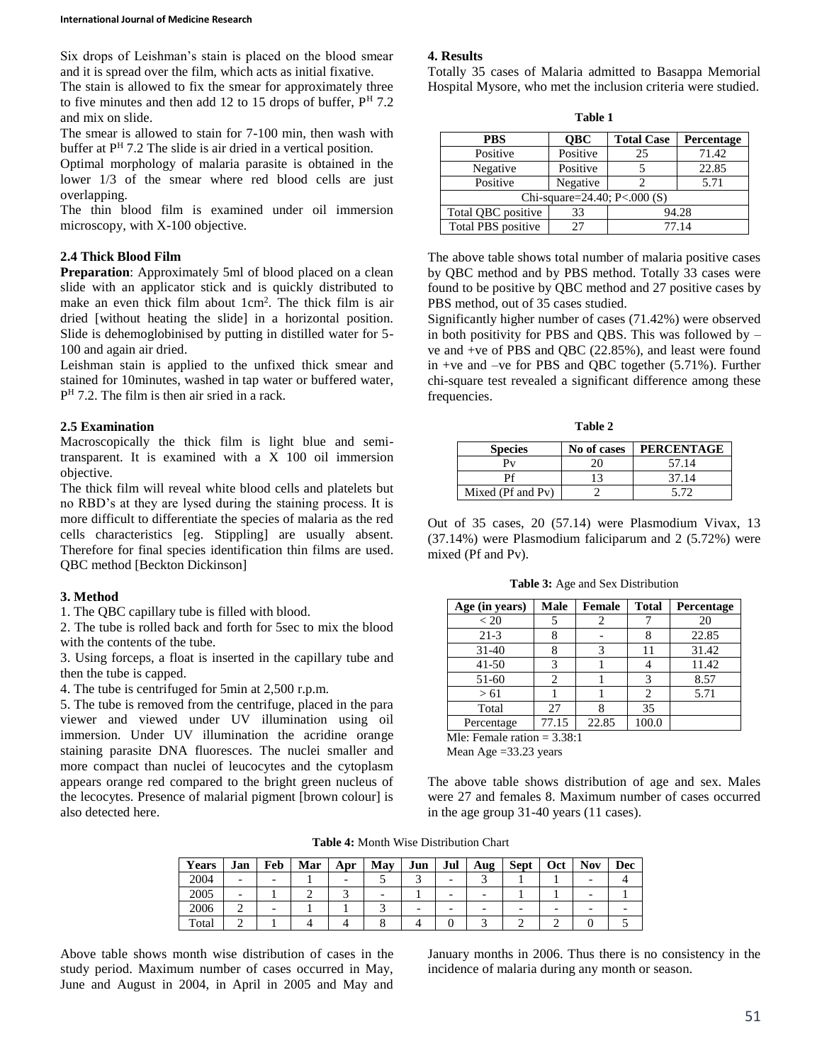Six drops of Leishman's stain is placed on the blood smear and it is spread over the film, which acts as initial fixative.

The stain is allowed to fix the smear for approximately three to five minutes and then add 12 to 15 drops of buffer, $P^H$ 7.2 and mix on slide.

The smear is allowed to stain for 7-100 min, then wash with buffer at $P^H$ 7.2 The slide is air dried in a vertical position.

Optimal morphology of malaria parasite is obtained in the lower 1/3 of the smear where red blood cells are just overlapping.

The thin blood film is examined under oil immersion microscopy, with X-100 objective.

### 2.4 Thick Blood Film

**Preparation**: Approximately 5ml of blood placed on a clean slide with an applicator stick and is quickly distributed to make an even thick film about 1cm². The thick film is air dried [without heating the slide] in a horizontal position. Slide is dehemoglobinised by putting in distilled water for 5-100 and again air dried.

Leishman stain is applied to the unfixed thick smear and stained for 10minutes, washed in tap water or buffered water, $P^H$ 7.2. The film is then air sried in a rack.

### 2.5 Examination

Macroscopically the thick film is light blue and semi-transparent. It is examined with a X 100 oil immersion objective.

The thick film will reveal white blood cells and platelets but no RBD's at they are lysed during the staining process. It is more difficult to differentiate the species of malaria as the red cells characteristics [eg. Stippling] are usually absent. Therefore for final species identification thin films are used. QBC method [Beckton Dickinson]

## 3. Method

1. The QBC capillary tube is filled with blood.
2. The tube is rolled back and forth for 5sec to mix the blood with the contents of the tube.
3. Using forceps, a float is inserted in the capillary tube and then the tube is capped.
4. The tube is centrifuged for 5min at 2,500 r.p.m.
5. The tube is removed from the centrifuge, placed in the para viewer and viewed under UV illumination using oil immersion. Under UV illumination the acridine orange staining parasite DNA fluoresces. The nuclei smaller and more compact than nuclei of leucocytes and the cytoplasm appears orange red compared to the bright green nucleus of the lecocytes. Presence of malarial pigment [brown colour] is also detected here.

## 4. Results

Totally 35 cases of Malaria admitted to Basappa Memorial Hospital Mysore, who met the inclusion criteria were studied.

**Table 1**

| PBS | QBC | Total Case | Percentage |
|---|---|---|---|
| Positive | Positive | 25 | 71.42 |
| Negative | Positive | 5 | 22.85 |
| Positive | Negative | 2 | 5.71 |
| Chi-square=24.40; P<.000 (S) | | | |
| Total QBC positive | 33 | 94.28 | |
| Total PBS positive | 27 | 77.14 | |

The above table shows total number of malaria positive cases by QBC method and by PBS method. Totally 33 cases were found to be positive by QBC method and 27 positive cases by PBS method, out of 35 cases studied.

Significantly higher number of cases (71.42%) were observed in both positivity for PBS and QBS. This was followed by –ve and +ve of PBS and QBC (22.85%), and least were found in +ve and –ve for PBS and QBC together (5.71%). Further chi-square test revealed a significant difference among these frequencies.

**Table 2**

| Species | No of cases | PERCENTAGE |
|---|---|---|
| Pv | 20 | 57.14 |
| Pf | 13 | 37.14 |
| Mixed (Pf and Pv) | 2 | 5.72 |

Out of 35 cases, 20 (57.14) were Plasmodium Vivax, 13 (37.14%) were Plasmodium faliciparum and 2 (5.72%) were mixed (Pf and Pv).

**Table 3:** Age and Sex Distribution

| Age (in years) | Male | Female | Total | Percentage |
|---|---|---|---|---|
| < 20 | 5 | 2 | 7 | 20 |
| 21-3 | 8 | - | 8 | 22.85 |
| 31-40 | 8 | 3 | 11 | 31.42 |
| 41-50 | 3 | 1 | 4 | 11.42 |
| 51-60 | 2 | 1 | 3 | 8.57 |
| > 61 | 1 | 1 | 2 | 5.71 |
| Total | 27 | 8 | 35 | |
| Percentage | 77.15 | 22.85 | 100.0 | |

Mle: Female ration = 3.38:1

Mean Age =33.23 years

The above table shows distribution of age and sex. Males were 27 and females 8. Maximum number of cases occurred in the age group 31-40 years (11 cases).

**Table 4:** Month Wise Distribution Chart

| Years | Jan | Feb | Mar | Apr | May | Jun | Jul | Aug | Sept | Oct | Nov | Dec |
|---|---|---|---|---|---|---|---|---|---|---|---|---|
| 2004 | - | - | 1 | - | 5 | 3 | - | 3 | 1 | 1 | - | 4 |
| 2005 | - | 1 | 2 | 3 | - | 1 | - | - | 1 | 1 | - | 1 |
| 2006 | 2 | - | 1 | 1 | 3 | - | - | - | - | - | - | - |
| Total | 2 | 1 | 4 | 4 | 8 | 4 | 0 | 3 | 2 | 2 | 0 | 5 |

Above table shows month wise distribution of cases in the study period. Maximum number of cases occurred in May, June and August in 2004, in April in 2005 and May and January months in 2006. Thus there is no consistency in the incidence of malaria during any month or season.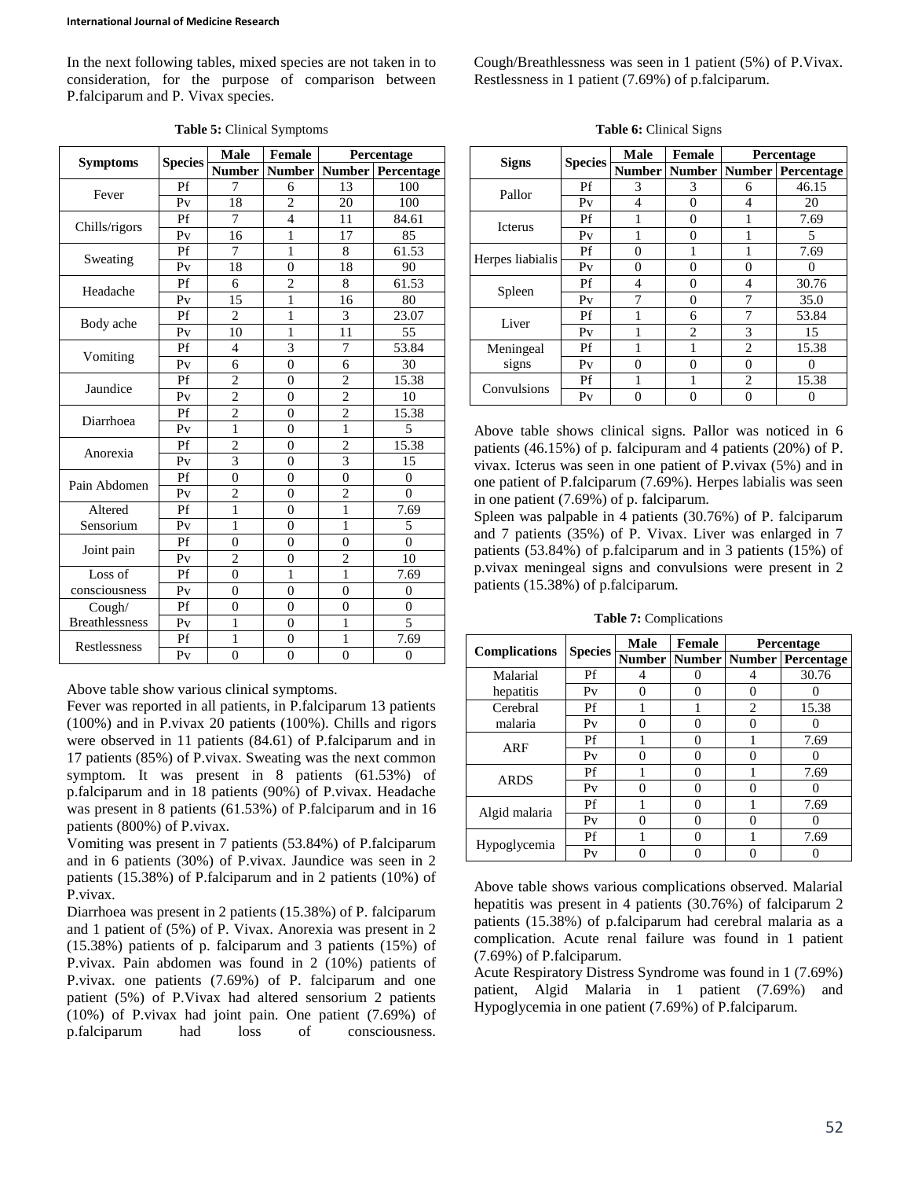In the next following tables, mixed species are not taken in to consideration, for the purpose of comparison between P.falciparum and P. Vivax species.

**Table 5:** Clinical Symptoms

| Symptoms | Species | Male | Female | Percentage | |
|---|---|---|---|---|---|
| | | Number | Number | Number | Percentage |
| Fever | Pf | 7 | 6 | 13 | 100 |
| | Pv | 18 | 2 | 20 | 100 |
| Chills/rigors | Pf | 7 | 4 | 11 | 84.61 |
| | Pv | 16 | 1 | 17 | 85 |
| Sweating | Pf | 7 | 1 | 8 | 61.53 |
| | Pv | 18 | 0 | 18 | 90 |
| Headache | Pf | 6 | 2 | 8 | 61.53 |
| | Pv | 15 | 1 | 16 | 80 |
| Body ache | Pf | 2 | 1 | 3 | 23.07 |
| | Pv | 10 | 1 | 11 | 55 |
| Vomiting | Pf | 4 | 3 | 7 | 53.84 |
| | Pv | 6 | 0 | 6 | 30 |
| Jaundice | Pf | 2 | 0 | 2 | 15.38 |
| | Pv | 2 | 0 | 2 | 10 |
| Diarrhoea | Pf | 2 | 0 | 2 | 15.38 |
| | Pv | 1 | 0 | 1 | 5 |
| Anorexia | Pf | 2 | 0 | 2 | 15.38 |
| | Pv | 3 | 0 | 3 | 15 |
| Pain Abdomen | Pf | 0 | 0 | 0 | 0 |
| | Pv | 2 | 0 | 2 | 0 |
| Altered Sensorium | Pf | 1 | 0 | 1 | 7.69 |
| | Pv | 1 | 0 | 1 | 5 |
| Joint pain | Pf | 0 | 0 | 0 | 0 |
| | Pv | 2 | 0 | 2 | 10 |
| Loss of consciousness | Pf | 0 | 1 | 1 | 7.69 |
| | Pv | 0 | 0 | 0 | 0 |
| Cough/ Breathlessness | Pf | 0 | 0 | 0 | 0 |
| | Pv | 1 | 0 | 1 | 5 |
| Restlessness | Pf | 1 | 0 | 1 | 7.69 |
| | Pv | 0 | 0 | 0 | 0 |

Above table show various clinical symptoms.

Fever was reported in all patients, in P.falciparum 13 patients (100%) and in P.vivax 20 patients (100%). Chills and rigors were observed in 11 patients (84.61) of P.falciparum and in 17 patients (85%) of P.vivax. Sweating was the next common symptom. It was present in 8 patients (61.53%) of p.falciparum and in 18 patients (90%) of P.vivax. Headache was present in 8 patients (61.53%) of P.falciparum and in 16 patients (800%) of P.vivax.

Vomiting was present in 7 patients (53.84%) of P.falciparum and in 6 patients (30%) of P.vivax. Jaundice was seen in 2 patients (15.38%) of P.falciparum and in 2 patients (10%) of P.vivax.

Diarrhoea was present in 2 patients (15.38%) of P. falciparum and 1 patient of (5%) of P. Vivax. Anorexia was present in 2 (15.38%) patients of p. falciparum and 3 patients (15%) of P.vivax. Pain abdomen was found in 2 (10%) patients of P.vivax. one patients (7.69%) of P. falciparum and one patient (5%) of P.Vivax had altered sensorium 2 patients (10%) of P.vivax had joint pain. One patient (7.69%) of p.falciparum had loss of consciousness. Cough/Breathlessness was seen in 1 patient (5%) of P.Vivax. Restlessness in 1 patient (7.69%) of p.falciparum.

**Table 6:** Clinical Signs

| Signs | Species | Male | Female | Percentage | |
|---|---|---|---|---|---|
| | | Number | Number | Number | Percentage |
| Pallor | Pf | 3 | 3 | 6 | 46.15 |
| | Pv | 4 | 0 | 4 | 20 |
| Icterus | Pf | 1 | 0 | 1 | 7.69 |
| | Pv | 1 | 0 | 1 | 5 |
| Herpes liabialis | Pf | 0 | 1 | 1 | 7.69 |
| | Pv | 0 | 0 | 0 | 0 |
| Spleen | Pf | 4 | 0 | 4 | 30.76 |
| | Pv | 7 | 0 | 7 | 35.0 |
| Liver | Pf | 1 | 6 | 7 | 53.84 |
| | Pv | 1 | 2 | 3 | 15 |
| Meningeal signs | Pf | 1 | 1 | 2 | 15.38 |
| | Pv | 0 | 0 | 0 | 0 |
| Convulsions | Pf | 1 | 1 | 2 | 15.38 |
| | Pv | 0 | 0 | 0 | 0 |

Above table shows clinical signs. Pallor was noticed in 6 patients (46.15%) of p. falcipuram and 4 patients (20%) of P. vivax. Icterus was seen in one patient of P.vivax (5%) and in one patient of P.falciparum (7.69%). Herpes labialis was seen in one patient (7.69%) of p. falciparum.

Spleen was palpable in 4 patients (30.76%) of P. falciparum and 7 patients (35%) of P. Vivax. Liver was enlarged in 7 patients (53.84%) of p.falciparum and in 3 patients (15%) of p.vivax meningeal signs and convulsions were present in 2 patients (15.38%) of p.falciparum.

**Table 7:** Complications

| Complications | Species | Male | Female | Percentage | |
|---|---|---|---|---|---|
| | | Number | Number | Number | Percentage |
| Malarial hepatitis | Pf | 4 | 0 | 4 | 30.76 |
| | Pv | 0 | 0 | 0 | 0 |
| Cerebral malaria | Pf | 1 | 1 | 2 | 15.38 |
| | Pv | 0 | 0 | 0 | 0 |
| ARF | Pf | 1 | 0 | 1 | 7.69 |
| | Pv | 0 | 0 | 0 | 0 |
| ARDS | Pf | 1 | 0 | 1 | 7.69 |
| | Pv | 0 | 0 | 0 | 0 |
| Algid malaria | Pf | 1 | 0 | 1 | 7.69 |
| | Pv | 0 | 0 | 0 | 0 |
| Hypoglycemia | Pf | 1 | 0 | 1 | 7.69 |
| | Pv | 0 | 0 | 0 | 0 |

Above table shows various complications observed. Malarial hepatitis was present in 4 patients (30.76%) of falciparum 2 patients (15.38%) of p.falciparum had cerebral malaria as a complication. Acute renal failure was found in 1 patient (7.69%) of P.falciparum.

Acute Respiratory Distress Syndrome was found in 1 (7.69%) patient, Algid Malaria in 1 patient (7.69%) and Hypoglycemia in one patient (7.69%) of P.falciparum.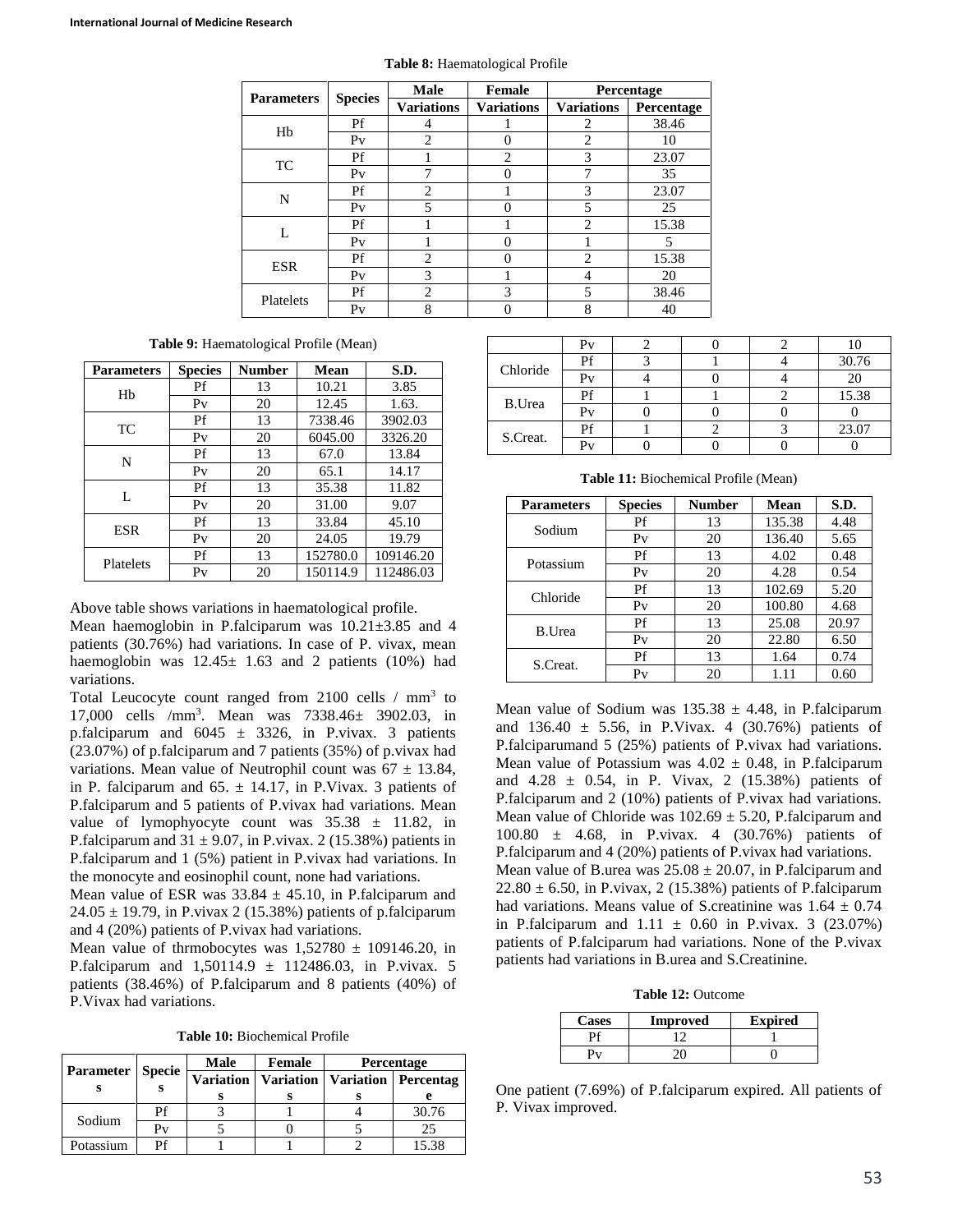**Table 8:** Haematological Profile

| Parameters | Species | Male | Female | Percentage | |
|---|---|---|---|---|---|
| | | Variations | Variations | Variations | Percentage |
| Hb | Pf | 4 | 1 | 2 | 38.46 |
| | Pv | 2 | 0 | 2 | 10 |
| TC | Pf | 1 | 2 | 3 | 23.07 |
| | Pv | 7 | 0 | 7 | 35 |
| N | Pf | 2 | 1 | 3 | 23.07 |
| | Pv | 5 | 0 | 5 | 25 |
| L | Pf | 1 | 1 | 2 | 15.38 |
| | Pv | 1 | 0 | 1 | 5 |
| ESR | Pf | 2 | 0 | 2 | 15.38 |
| | Pv | 3 | 1 | 4 | 20 |
| Platelets | Pf | 2 | 3 | 5 | 38.46 |
| | Pv | 8 | 0 | 8 | 40 |

**Table 9:** Haematological Profile (Mean)

| Parameters | Species | Number | Mean | S.D. |
|---|---|---|---|---|
| Hb | Pf | 13 | 10.21 | 3.85 |
| | Pv | 20 | 12.45 | 1.63. |
| TC | Pf | 13 | 7338.46 | 3902.03 |
| | Pv | 20 | 6045.00 | 3326.20 |
| N | Pf | 13 | 67.0 | 13.84 |
| | Pv | 20 | 65.1 | 14.17 |
| L | Pf | 13 | 35.38 | 11.82 |
| | Pv | 20 | 31.00 | 9.07 |
| ESR | Pf | 13 | 33.84 | 45.10 |
| | Pv | 20 | 24.05 | 19.79 |
| Platelets | Pf | 13 | 152780.0 | 109146.20 |
| | Pv | 20 | 150114.9 | 112486.03 |

Above table shows variations in haematological profile.

Mean haemoglobin in P.falciparum was 10.21±3.85 and 4 patients (30.76%) had variations. In case of P. vivax, mean haemoglobin was 12.45± 1.63 and 2 patients (10%) had variations.

Total Leucocyte count ranged from 2100 cells / mm$^3$ to 17,000 cells /mm$^3$. Mean was 7338.46± 3902.03, in p.falciparum and 6045 ± 3326, in P.vivax. 3 patients (23.07%) of p.falciparum and 7 patients (35%) of p.vivax had variations. Mean value of Neutrophil count was 67 ± 13.84, in P. falciparum and 65. ± 14.17, in P.Vivax. 3 patients of P.falciparum and 5 patients of P.vivax had variations. Mean value of lymophyocyte count was 35.38 ± 11.82, in P.falciparum and 31 ± 9.07, in P.vivax. 2 (15.38%) patients in P.falciparum and 1 (5%) patient in P.vivax had variations. In the monocyte and eosinophil count, none had variations.

Mean value of ESR was 33.84 ± 45.10, in P.falciparum and 24.05 ± 19.79, in P.vivax 2 (15.38%) patients of p.falciparum and 4 (20%) patients of P.vivax had variations.

Mean value of thrmobocytes was 1,52780 ± 109146.20, in P.falciparum and 1,50114.9 ± 112486.03, in P.vivax. 5 patients (38.46%) of P.falciparum and 8 patients (40%) of P.Vivax had variations.

**Table 10:** Biochemical Profile

| Parameters | Species | Male | Female | Percentage | |
|---|---|---|---|---|---|
| | | Variations | Variations | Variations | Percentage |
| Sodium | Pf | 3 | 1 | 4 | 30.76 |
| | Pv | 5 | 0 | 5 | 25 |
| Potassium | Pf | 1 | 1 | 2 | 15.38 |
| | Pv | 2 | 0 | 2 | 10 |
| Chloride | Pf | 3 | 1 | 4 | 30.76 |
| | Pv | 4 | 0 | 4 | 20 |
| B.Urea | Pf | 1 | 1 | 2 | 15.38 |
| | Pv | 0 | 0 | 0 | 0 |
| S.Creat. | Pf | 1 | 2 | 3 | 23.07 |
| | Pv | 0 | 0 | 0 | 0 |

**Table 11:** Biochemical Profile (Mean)

| Parameters | Species | Number | Mean | S.D. |
|---|---|---|---|---|
| Sodium | Pf | 13 | 135.38 | 4.48 |
| | Pv | 20 | 136.40 | 5.65 |
| Potassium | Pf | 13 | 4.02 | 0.48 |
| | Pv | 20 | 4.28 | 0.54 |
| Chloride | Pf | 13 | 102.69 | 5.20 |
| | Pv | 20 | 100.80 | 4.68 |
| B.Urea | Pf | 13 | 25.08 | 20.97 |
| | Pv | 20 | 22.80 | 6.50 |
| S.Creat. | Pf | 13 | 1.64 | 0.74 |
| | Pv | 20 | 1.11 | 0.60 |

Mean value of Sodium was 135.38 ± 4.48, in P.falciparum and 136.40 ± 5.56, in P.Vivax. 4 (30.76%) patients of P.falciparumand 5 (25%) patients of P.vivax had variations. Mean value of Potassium was 4.02 ± 0.48, in P.falciparum and 4.28 ± 0.54, in P. Vivax, 2 (15.38%) patients of P.falciparum and 2 (10%) patients of P.vivax had variations. Mean value of Chloride was 102.69 ± 5.20, P.falciparum and 100.80 ± 4.68, in P.vivax. 4 (30.76%) patients of P.falciparum and 4 (20%) patients of P.vivax had variations.

Mean value of B.urea was 25.08 ± 20.07, in P.falciparum and 22.80 ± 6.50, in P.vivax, 2 (15.38%) patients of P.falciparum had variations. Means value of S.creatinine was 1.64 ± 0.74 in P.falciparum and 1.11 ± 0.60 in P.vivax. 3 (23.07%) patients of P.falciparum had variations. None of the P.vivax patients had variations in B.urea and S.Creatinine.

**Table 12:** Outcome

| Cases | Improved | Expired |
|---|---|---|
| Pf | 12 | 1 |
| Pv | 20 | 0 |

One patient (7.69%) of P.falciparum expired. All patients of P. Vivax improved.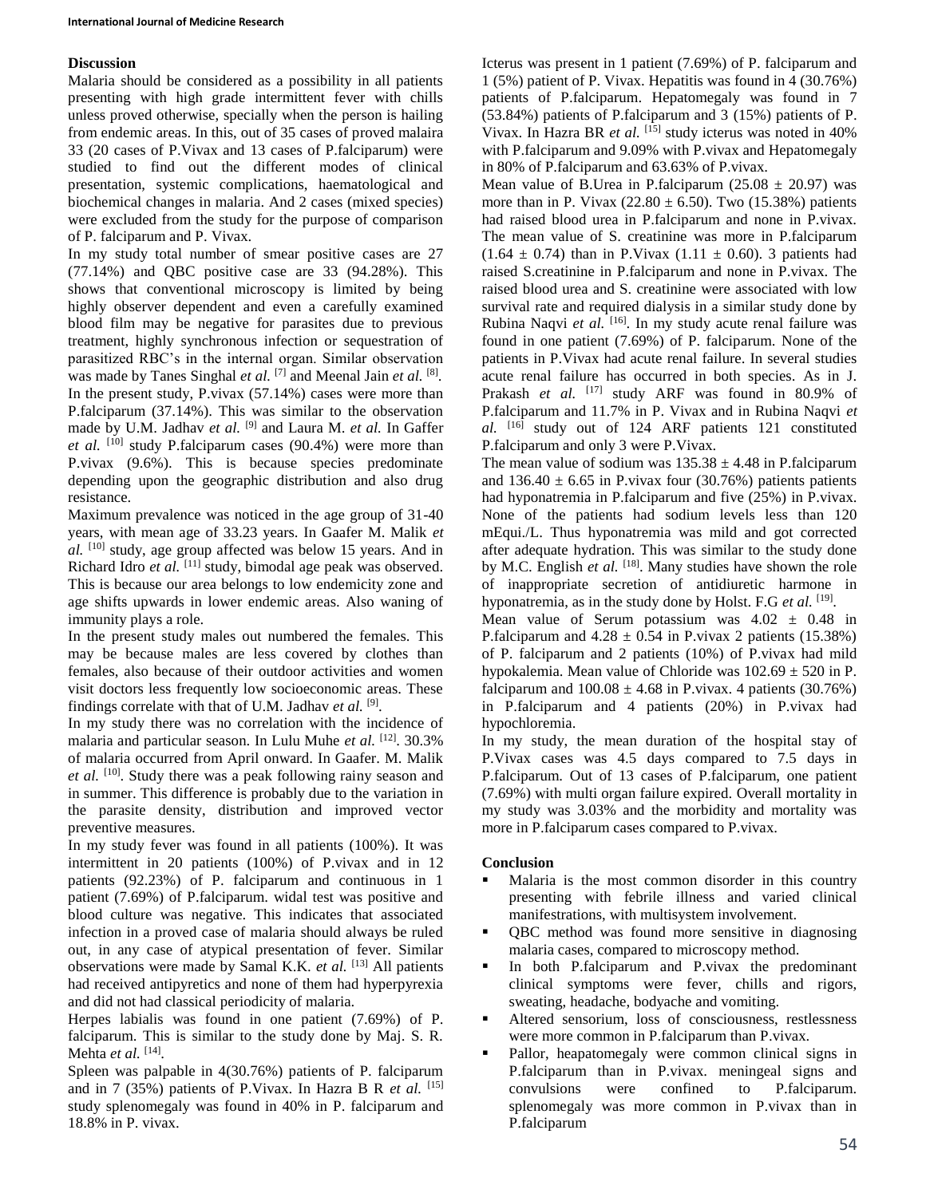## Discussion

Malaria should be considered as a possibility in all patients presenting with high grade intermittent fever with chills unless proved otherwise, specially when the person is hailing from endemic areas. In this, out of 35 cases of proved malaira 33 (20 cases of P.Vivax and 13 cases of P.falciparum) were studied to find out the different modes of clinical presentation, systemic complications, haematological and biochemical changes in malaria. And 2 cases (mixed species) were excluded from the study for the purpose of comparison of P. falciparum and P. Vivax.

In my study total number of smear positive cases are 27 (77.14%) and QBC positive case are 33 (94.28%). This shows that conventional microscopy is limited by being highly observer dependent and even a carefully examined blood film may be negative for parasites due to previous treatment, highly synchronous infection or sequestration of parasitized RBC's in the internal organ. Similar observation was made by Tanes Singhal *et al.* [7] and Meenal Jain *et al.* [8].

In the present study, P.vivax (57.14%) cases were more than P.falciparum (37.14%). This was similar to the observation made by U.M. Jadhav *et al.* [9] and Laura M. *et al.* In Gaffer *et al.* [10] study P.falciparum cases (90.4%) were more than P.vivax (9.6%). This is because species predominate depending upon the geographic distribution and also drug resistance.

Maximum prevalence was noticed in the age group of 31-40 years, with mean age of 33.23 years. In Gaafer M. Malik *et al.* [10] study, age group affected was below 15 years. And in Richard Idro *et al.* [11] study, bimodal age peak was observed. This is because our area belongs to low endemicity zone and age shifts upwards in lower endemic areas. Also waning of immunity plays a role.

In the present study males out numbered the females. This may be because males are less covered by clothes than females, also because of their outdoor activities and women visit doctors less frequently low socioeconomic areas. These findings correlate with that of U.M. Jadhav *et al.* [9].

In my study there was no correlation with the incidence of malaria and particular season. In Lulu Muhe *et al.* [12]. 30.3% of malaria occurred from April onward. In Gaafer. M. Malik *et al.* [10]. Study there was a peak following rainy season and in summer. This difference is probably due to the variation in the parasite density, distribution and improved vector preventive measures.

In my study fever was found in all patients (100%). It was intermittent in 20 patients (100%) of P.vivax and in 12 patients (92.23%) of P. falciparum and continuous in 1 patient (7.69%) of P.falciparum. widal test was positive and blood culture was negative. This indicates that associated infection in a proved case of malaria should always be ruled out, in any case of atypical presentation of fever. Similar observations were made by Samal K.K. *et al.* [13] All patients had received antipyretics and none of them had hyperpyrexia and did not had classical periodicity of malaria.

Herpes labialis was found in one patient (7.69%) of P. falciparum. This is similar to the study done by Maj. S. R. Mehta *et al.* [14].

Spleen was palpable in 4(30.76%) patients of P. falciparum and in 7 (35%) patients of P.Vivax. In Hazra B R *et al.* [15] study splenomegaly was found in 40% in P. falciparum and 18.8% in P. vivax.

Icterus was present in 1 patient (7.69%) of P. falciparum and 1 (5%) patient of P. Vivax. Hepatitis was found in 4 (30.76%) patients of P.falciparum. Hepatomegaly was found in 7 (53.84%) patients of P.falciparum and 3 (15%) patients of P. Vivax. In Hazra BR *et al.* [15] study icterus was noted in 40% with P.falciparum and 9.09% with P.vivax and Hepatomegaly in 80% of P.falciparum and 63.63% of P.vivax.

Mean value of B.Urea in P.falciparum (25.08 ± 20.97) was more than in P. Vivax (22.80 ± 6.50). Two (15.38%) patients had raised blood urea in P.falciparum and none in P.vivax. The mean value of S. creatinine was more in P.falciparum (1.64 ± 0.74) than in P.Vivax (1.11 ± 0.60). 3 patients had raised S.creatinine in P.falciparum and none in P.vivax. The raised blood urea and S. creatinine were associated with low survival rate and required dialysis in a similar study done by Rubina Naqvi *et al.* [16]. In my study acute renal failure was found in one patient (7.69%) of P. falciparum. None of the patients in P.Vivax had acute renal failure. In several studies acute renal failure has occurred in both species. As in J. Prakash *et al.* [17] study ARF was found in 80.9% of P.falciparum and 11.7% in P. Vivax and in Rubina Naqvi *et al.* [16] study out of 124 ARF patients 121 constituted P.falciparum and only 3 were P.Vivax.

The mean value of sodium was 135.38 ± 4.48 in P.falciparum and 136.40 ± 6.65 in P.vivax four (30.76%) patients patients had hyponatremia in P.falciparum and five (25%) in P.vivax. None of the patients had sodium levels less than 120 mEqui./L. Thus hyponatremia was mild and got corrected after adequate hydration. This was similar to the study done by M.C. English *et al.* [18]. Many studies have shown the role of inappropriate secretion of antidiuretic harmone in hyponatremia, as in the study done by Holst. F.G *et al.* [19].

Mean value of Serum potassium was 4.02 ± 0.48 in P.falciparum and 4.28 ± 0.54 in P.vivax 2 patients (15.38%) of P. falciparum and 2 patients (10%) of P.vivax had mild hypokalemia. Mean value of Chloride was 102.69 ± 520 in P. falciparum and 100.08 ± 4.68 in P.vivax. 4 patients (30.76%) in P.falciparum and 4 patients (20%) in P.vivax had hypochloremia.

In my study, the mean duration of the hospital stay of P.Vivax cases was 4.5 days compared to 7.5 days in P.falciparum. Out of 13 cases of P.falciparum, one patient (7.69%) with multi organ failure expired. Overall mortality in my study was 3.03% and the morbidity and mortality was more in P.falciparum cases compared to P.vivax.

## Conclusion

- Malaria is the most common disorder in this country presenting with febrile illness and varied clinical manifestrations, with multisystem involvement.
- QBC method was found more sensitive in diagnosing malaria cases, compared to microscopy method.
- In both P.falciparum and P.vivax the predominant clinical symptoms were fever, chills and rigors, sweating, headache, bodyache and vomiting.
- Altered sensorium, loss of consciousness, restlessness were more common in P.falciparum than P.vivax.
- Pallor, heapatomegaly were common clinical signs in P.falciparum than in P.vivax. meningeal signs and convulsions were confined to P.falciparum. splenomegaly was more common in P.vivax than in P.falciparum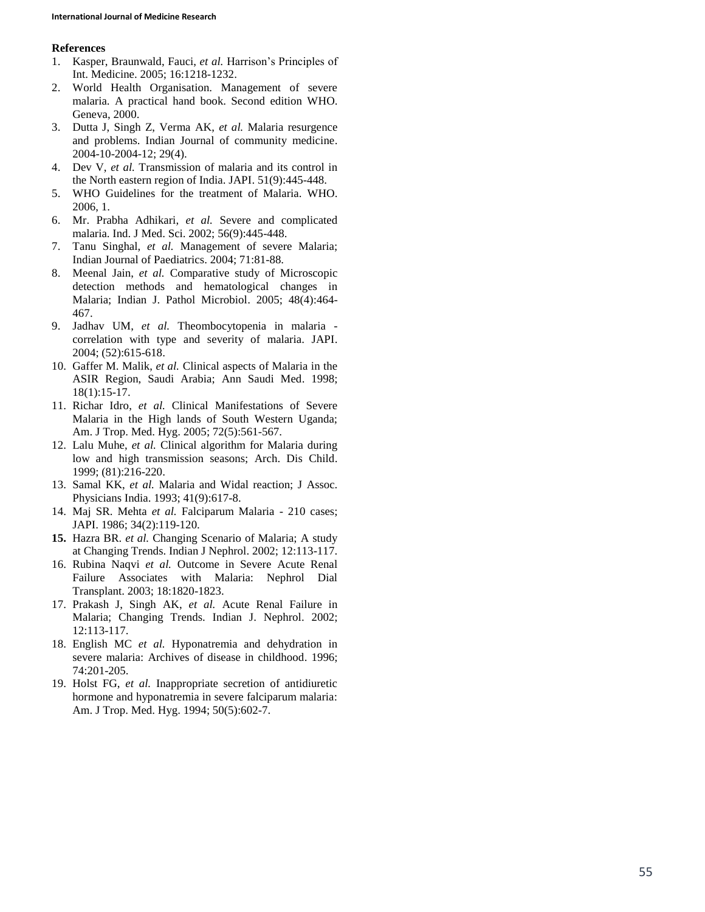**References**

1. Kasper, Braunwald, Fauci, *et al.* Harrison's Principles of Int. Medicine. 2005; 16:1218-1232.
2. World Health Organisation. Management of severe malaria. A practical hand book. Second edition WHO. Geneva, 2000.
3. Dutta J, Singh Z, Verma AK, *et al.* Malaria resurgence and problems. Indian Journal of community medicine. 2004-10-2004-12; 29(4).
4. Dev V, *et al.* Transmission of malaria and its control in the North eastern region of India. JAPI. 51(9):445-448.
5. WHO Guidelines for the treatment of Malaria. WHO. 2006, 1.
6. Mr. Prabha Adhikari, *et al.* Severe and complicated malaria. Ind. J Med. Sci. 2002; 56(9):445-448.
7. Tanu Singhal, *et al.* Management of severe Malaria; Indian Journal of Paediatrics. 2004; 71:81-88.
8. Meenal Jain, *et al.* Comparative study of Microscopic detection methods and hematological changes in Malaria; Indian J. Pathol Microbiol. 2005; 48(4):464-467.
9. Jadhav UM, *et al.* Theombocytopenia in malaria - correlation with type and severity of malaria. JAPI. 2004; (52):615-618.
10. Gaffer M. Malik, *et al.* Clinical aspects of Malaria in the ASIR Region, Saudi Arabia; Ann Saudi Med. 1998; 18(1):15-17.
11. Richar Idro, *et al.* Clinical Manifestations of Severe Malaria in the High lands of South Western Uganda; Am. J Trop. Med. Hyg. 2005; 72(5):561-567.
12. Lalu Muhe, *et al.* Clinical algorithm for Malaria during low and high transmission seasons; Arch. Dis Child. 1999; (81):216-220.
13. Samal KK, *et al.* Malaria and Widal reaction; J Assoc. Physicians India. 1993; 41(9):617-8.
14. Maj SR. Mehta *et al.* Falciparum Malaria - 210 cases; JAPI. 1986; 34(2):119-120.
15. Hazra BR. *et al.* Changing Scenario of Malaria; A study at Changing Trends. Indian J Nephrol. 2002; 12:113-117.
16. Rubina Naqvi *et al.* Outcome in Severe Acute Renal Failure Associates with Malaria: Nephrol Dial Transplant. 2003; 18:1820-1823.
17. Prakash J, Singh AK, *et al.* Acute Renal Failure in Malaria; Changing Trends. Indian J. Nephrol. 2002; 12:113-117.
18. English MC *et al.* Hyponatremia and dehydration in severe malaria: Archives of disease in childhood. 1996; 74:201-205.
19. Holst FG, *et al.* Inappropriate secretion of antidiuretic hormone and hyponatremia in severe falciparum malaria: Am. J Trop. Med. Hyg. 1994; 50(5):602-7.